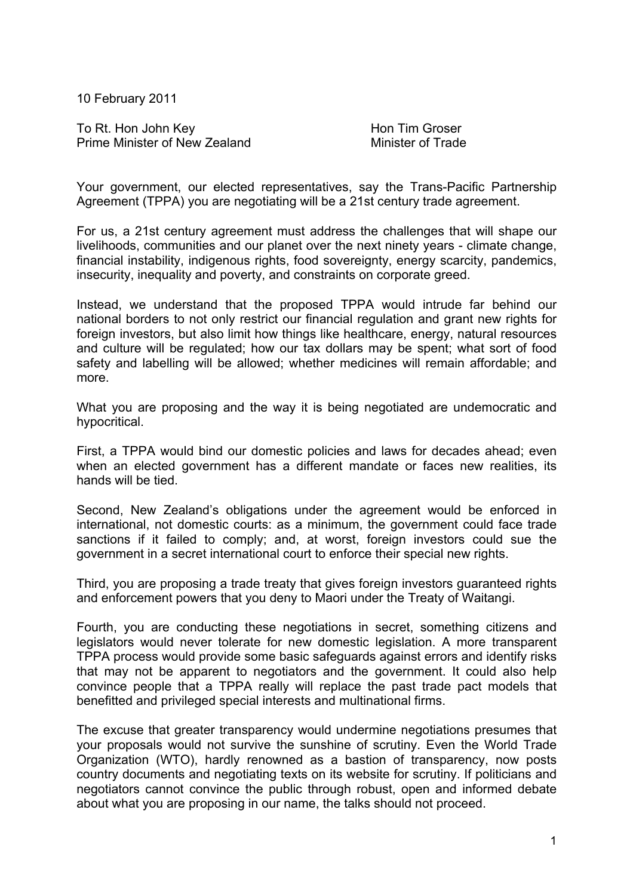10 February 2011

To Rt. Hon John Key
Prime Minister of New Zealand

Hon Tim Groser
Minister of Trade

Your government, our elected representatives, say the Trans-Pacific Partnership Agreement (TPPA) you are negotiating will be a 21st century trade agreement.

For us, a 21st century agreement must address the challenges that will shape our livelihoods, communities and our planet over the next ninety years - climate change, financial instability, indigenous rights, food sovereignty, energy scarcity, pandemics, insecurity, inequality and poverty, and constraints on corporate greed.

Instead, we understand that the proposed TPPA would intrude far behind our national borders to not only restrict our financial regulation and grant new rights for foreign investors, but also limit how things like healthcare, energy, natural resources and culture will be regulated; how our tax dollars may be spent; what sort of food safety and labelling will be allowed; whether medicines will remain affordable; and more.

What you are proposing and the way it is being negotiated are undemocratic and hypocritical.

First, a TPPA would bind our domestic policies and laws for decades ahead; even when an elected government has a different mandate or faces new realities, its hands will be tied.

Second, New Zealand's obligations under the agreement would be enforced in international, not domestic courts: as a minimum, the government could face trade sanctions if it failed to comply; and, at worst, foreign investors could sue the government in a secret international court to enforce their special new rights.

Third, you are proposing a trade treaty that gives foreign investors guaranteed rights and enforcement powers that you deny to Maori under the Treaty of Waitangi.

Fourth, you are conducting these negotiations in secret, something citizens and legislators would never tolerate for new domestic legislation. A more transparent TPPA process would provide some basic safeguards against errors and identify risks that may not be apparent to negotiators and the government. It could also help convince people that a TPPA really will replace the past trade pact models that benefitted and privileged special interests and multinational firms.

The excuse that greater transparency would undermine negotiations presumes that your proposals would not survive the sunshine of scrutiny. Even the World Trade Organization (WTO), hardly renowned as a bastion of transparency, now posts country documents and negotiating texts on its website for scrutiny. If politicians and negotiators cannot convince the public through robust, open and informed debate about what you are proposing in our name, the talks should not proceed.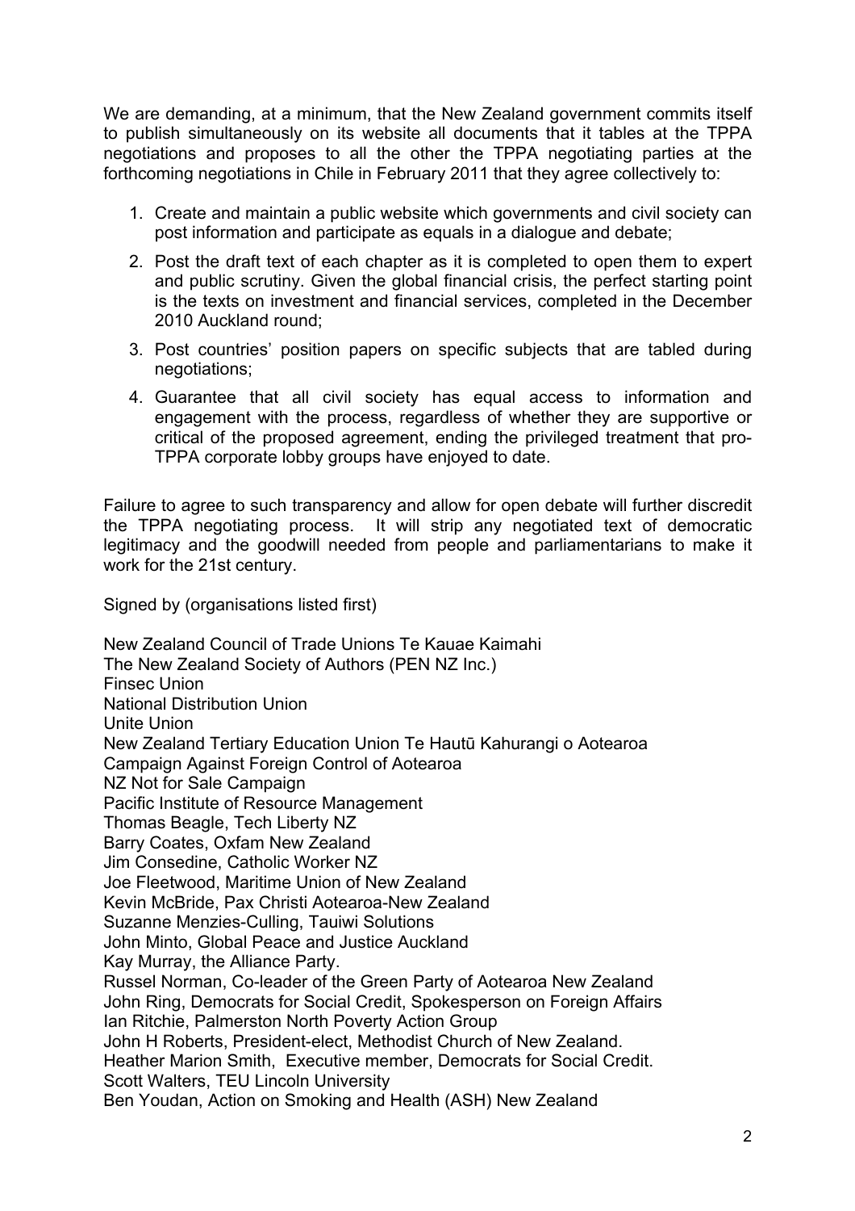We are demanding, at a minimum, that the New Zealand government commits itself to publish simultaneously on its website all documents that it tables at the TPPA negotiations and proposes to all the other the TPPA negotiating parties at the forthcoming negotiations in Chile in February 2011 that they agree collectively to:

1. Create and maintain a public website which governments and civil society can post information and participate as equals in a dialogue and debate;
2. Post the draft text of each chapter as it is completed to open them to expert and public scrutiny. Given the global financial crisis, the perfect starting point is the texts on investment and financial services, completed in the December 2010 Auckland round;
3. Post countries' position papers on specific subjects that are tabled during negotiations;
4. Guarantee that all civil society has equal access to information and engagement with the process, regardless of whether they are supportive or critical of the proposed agreement, ending the privileged treatment that pro-TPPA corporate lobby groups have enjoyed to date.

Failure to agree to such transparency and allow for open debate will further discredit the TPPA negotiating process. It will strip any negotiated text of democratic legitimacy and the goodwill needed from people and parliamentarians to make it work for the 21st century.

Signed by (organisations listed first)

New Zealand Council of Trade Unions Te Kauae Kaimahi
The New Zealand Society of Authors (PEN NZ Inc.)
Finsec Union
National Distribution Union
Unite Union
New Zealand Tertiary Education Union Te Hautū Kahurangi o Aotearoa
Campaign Against Foreign Control of Aotearoa
NZ Not for Sale Campaign
Pacific Institute of Resource Management
Thomas Beagle, Tech Liberty NZ
Barry Coates, Oxfam New Zealand
Jim Consedine, Catholic Worker NZ
Joe Fleetwood, Maritime Union of New Zealand
Kevin McBride, Pax Christi Aotearoa-New Zealand
Suzanne Menzies-Culling, Tauiwi Solutions
John Minto, Global Peace and Justice Auckland
Kay Murray, the Alliance Party.
Russel Norman, Co-leader of the Green Party of Aotearoa New Zealand
John Ring, Democrats for Social Credit, Spokesperson on Foreign Affairs
Ian Ritchie, Palmerston North Poverty Action Group
John H Roberts, President-elect, Methodist Church of New Zealand.
Heather Marion Smith, Executive member, Democrats for Social Credit.
Scott Walters, TEU Lincoln University
Ben Youdan, Action on Smoking and Health (ASH) New Zealand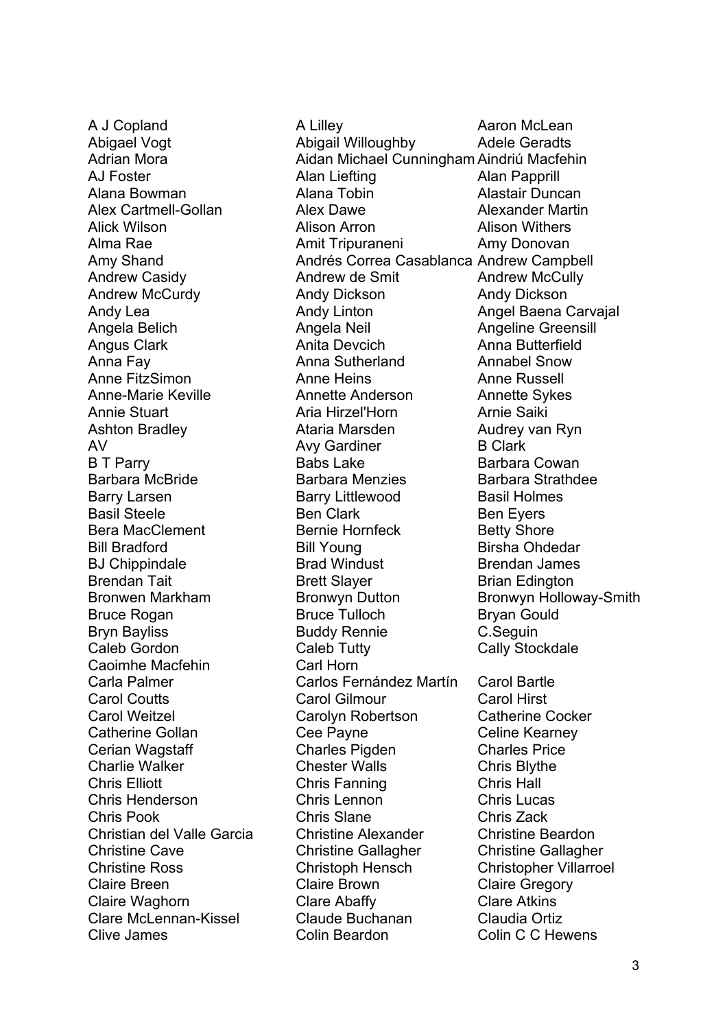A J Copland
A Lilley
Aaron McLean
Abigael Vogt
Abigail Willoughby
Adele Geradts
Adrian Mora
Aidan Michael Cunningham
Aindriú Macfehin
AJ Foster
Alan Liefting
Alan Papprill
Alana Bowman
Alana Tobin
Alastair Duncan
Alex Cartmell-Gollan
Alex Dawe
Alexander Martin
Alick Wilson
Alison Arron
Alison Withers
Alma Rae
Amit Tripuraneni
Amy Donovan
Amy Shand
Andrés Correa Casablanca
Andrew Campbell
Andrew Casidy
Andrew de Smit
Andrew McCully
Andrew McCurdy
Andy Dickson
Andy Dickson
Andy Lea
Andy Linton
Angel Baena Carvajal
Angela Belich
Angela Neil
Angeline Greensill
Angus Clark
Anita Devcich
Anna Butterfield
Anna Fay
Anna Sutherland
Annabel Snow
Anne FitzSimon
Anne Heins
Anne Russell
Anne-Marie Keville
Annette Anderson
Annette Sykes
Annie Stuart
Aria Hirzel'Horn
Arnie Saiki
Ashton Bradley
Ataria Marsden
Audrey van Ryn
AV
Avy Gardiner
B Clark
B T Parry
Babs Lake
Barbara Cowan
Barbara McBride
Barbara Menzies
Barbara Strathdee
Barry Larsen
Barry Littlewood
Basil Holmes
Basil Steele
Ben Clark
Ben Eyers
Bera MacClement
Bernie Hornfeck
Betty Shore
Bill Bradford
Bill Young
Birsha Ohdedar
BJ Chippindale
Brad Windust
Brendan James
Brendan Tait
Brett Slayer
Brian Edington
Bronwen Markham
Bronwyn Dutton
Bronwyn Holloway-Smith
Bruce Rogan
Bruce Tulloch
Bryan Gould
Bryn Bayliss
Buddy Rennie
C.Seguin
Caleb Gordon
Caleb Tutty
Cally Stockdale
Caoimhe Macfehin
Carl Horn
Carla Palmer
Carlos Fernández Martín
Carol Bartle
Carol Coutts
Carol Gilmour
Carol Hirst
Carol Weitzel
Carolyn Robertson
Catherine Cocker
Catherine Gollan
Cee Payne
Celine Kearney
Cerian Wagstaff
Charles Pigden
Charles Price
Charlie Walker
Chester Walls
Chris Blythe
Chris Elliott
Chris Fanning
Chris Hall
Chris Henderson
Chris Lennon
Chris Lucas
Chris Pook
Chris Slane
Chris Zack
Christian del Valle Garcia
Christine Alexander
Christine Beardon
Christine Cave
Christine Gallagher
Christine Gallagher
Christine Ross
Christoph Hensch
Christopher Villarroel
Claire Breen
Claire Brown
Claire Gregory
Claire Waghorn
Clare Abaffy
Clare Atkins
Clare McLennan-Kissel
Claude Buchanan
Claudia Ortiz
Clive James
Colin Beardon
Colin C C Hewens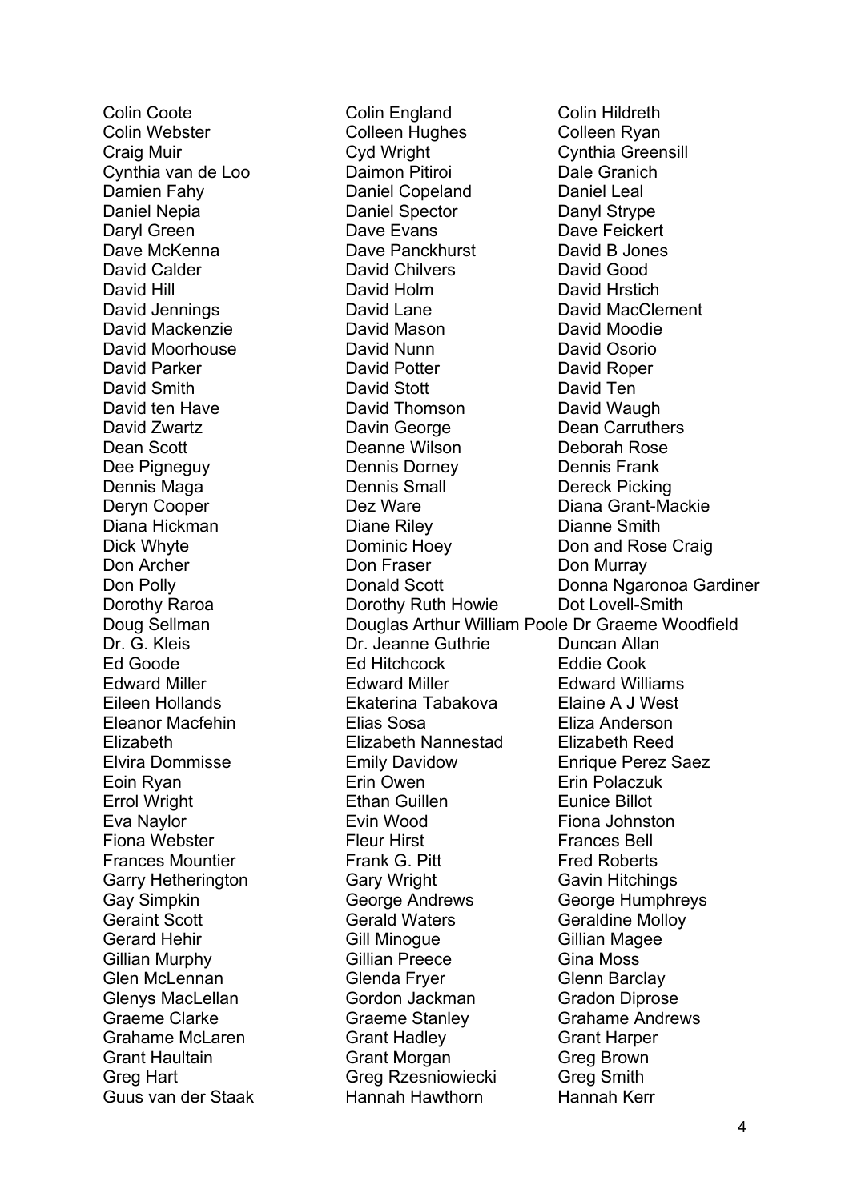Colin Coote
Colin England
Colin Hildreth
Colin Webster
Colleen Hughes
Colleen Ryan
Craig Muir
Cyd Wright
Cynthia Greensill
Cynthia van de Loo
Daimon Pitiroi
Dale Granich
Damien Fahy
Daniel Copeland
Daniel Leal
Daniel Nepia
Daniel Spector
Danyl Strype
Daryl Green
Dave Evans
Dave Feickert
Dave McKenna
Dave Panckhurst
David B Jones
David Calder
David Chilvers
David Good
David Hill
David Holm
David Hrstich
David Jennings
David Lane
David MacClement
David Mackenzie
David Mason
David Moodie
David Moorhouse
David Nunn
David Osorio
David Parker
David Potter
David Roper
David Smith
David Stott
David Ten
David ten Have
David Thomson
David Waugh
David Zwartz
Davin George
Dean Carruthers
Dean Scott
Deanne Wilson
Deborah Rose
Dee Pigneguy
Dennis Dorney
Dennis Frank
Dennis Maga
Dennis Small
Dereck Picking
Deryn Cooper
Dez Ware
Diana Grant-Mackie
Diana Hickman
Diane Riley
Dianne Smith
Dick Whyte
Dominic Hoey
Don and Rose Craig
Don Archer
Don Fraser
Don Murray
Don Polly
Donald Scott
Donna Ngaronoa Gardiner
Dorothy Raroa
Dorothy Ruth Howie
Dot Lovell-Smith
Doug Sellman
Douglas Arthur William Poole
Dr Graeme Woodfield
Dr. G. Kleis
Dr. Jeanne Guthrie
Duncan Allan
Ed Goode
Ed Hitchcock
Eddie Cook
Edward Miller
Edward Miller
Edward Williams
Eileen Hollands
Ekaterina Tabakova
Elaine A J West
Eleanor Macfehin
Elias Sosa
Eliza Anderson
Elizabeth
Elizabeth Nannestad
Elizabeth Reed
Elvira Dommisse
Emily Davidow
Enrique Perez Saez
Eoin Ryan
Erin Owen
Erin Polaczuk
Errol Wright
Ethan Guillen
Eunice Billot
Eva Naylor
Evin Wood
Fiona Johnston
Fiona Webster
Fleur Hirst
Frances Bell
Frances Mountier
Frank G. Pitt
Fred Roberts
Garry Hetherington
Gary Wright
Gavin Hitchings
Gay Simpkin
George Andrews
George Humphreys
Geraint Scott
Gerald Waters
Geraldine Molloy
Gerard Hehir
Gill Minogue
Gillian Magee
Gillian Murphy
Gillian Preece
Gina Moss
Glen McLennan
Glenda Fryer
Glenn Barclay
Glenys MacLellan
Gordon Jackman
Gradon Diprose
Graeme Clarke
Graeme Stanley
Grahame Andrews
Grahame McLaren
Grant Hadley
Grant Harper
Grant Haultain
Grant Morgan
Greg Brown
Greg Hart
Greg Rzesniowiecki
Greg Smith
Guus van der Staak
Hannah Hawthorn
Hannah Kerr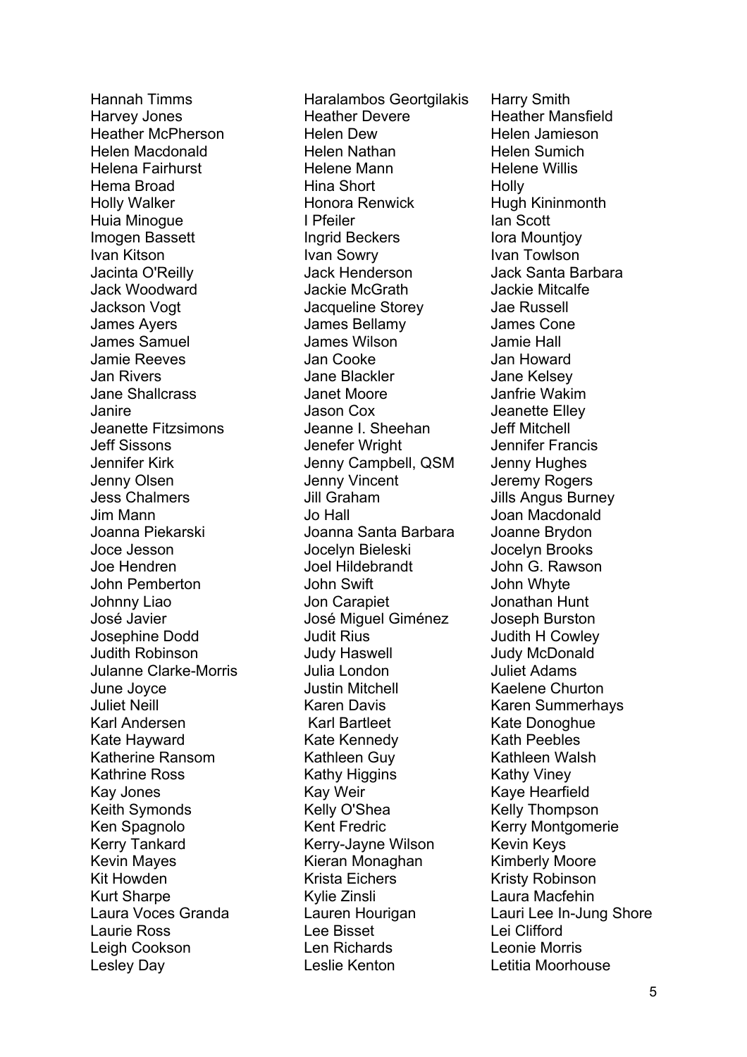Hannah Timms
Haralambos Geortgilakis
Harry Smith
Harvey Jones
Heather Devere
Heather Mansfield
Heather McPherson
Helen Dew
Helen Jamieson
Helen Macdonald
Helen Nathan
Helen Sumich
Helena Fairhurst
Helene Mann
Helene Willis
Hema Broad
Hina Short
Holly
Holly Walker
Honora Renwick
Hugh Kininmonth
Huia Minogue
I Pfeiler
Ian Scott
Imogen Bassett
Ingrid Beckers
Iora Mountjoy
Ivan Kitson
Ivan Sowry
Ivan Towlson
Jacinta O'Reilly
Jack Henderson
Jack Santa Barbara
Jack Woodward
Jackie McGrath
Jackie Mitcalfe
Jackson Vogt
Jacqueline Storey
Jae Russell
James Ayers
James Bellamy
James Cone
James Samuel
James Wilson
Jamie Hall
Jamie Reeves
Jan Cooke
Jan Howard
Jan Rivers
Jane Blackler
Jane Kelsey
Jane Shallcrass
Janet Moore
Janfrie Wakim
Janire
Jason Cox
Jeanette Elley
Jeanette Fitzsimons
Jeanne I. Sheehan
Jeff Mitchell
Jeff Sissons
Jenefer Wright
Jennifer Francis
Jennifer Kirk
Jenny Campbell, QSM
Jenny Hughes
Jenny Olsen
Jenny Vincent
Jeremy Rogers
Jess Chalmers
Jill Graham
Jills Angus Burney
Jim Mann
Jo Hall
Joan Macdonald
Joanna Piekarski
Joanna Santa Barbara
Joanne Brydon
Joce Jesson
Jocelyn Bieleski
Jocelyn Brooks
Joe Hendren
Joel Hildebrandt
John G. Rawson
John Pemberton
John Swift
John Whyte
Johnny Liao
Jon Carapiet
Jonathan Hunt
José Javier
José Miguel Giménez
Joseph Burston
Josephine Dodd
Judit Rius
Judith H Cowley
Judith Robinson
Judy Haswell
Judy McDonald
Julanne Clarke-Morris
Julia London
Juliet Adams
June Joyce
Justin Mitchell
Kaelene Churton
Juliet Neill
Karen Davis
Karen Summerhays
Karl Andersen
Karl Bartleet
Kate Donoghue
Kate Hayward
Kate Kennedy
Kath Peebles
Katherine Ransom
Kathleen Guy
Kathleen Walsh
Kathrine Ross
Kathy Higgins
Kathy Viney
Kay Jones
Kay Weir
Kaye Hearfield
Keith Symonds
Kelly O'Shea
Kelly Thompson
Ken Spagnolo
Kent Fredric
Kerry Montgomerie
Kerry Tankard
Kerry-Jayne Wilson
Kevin Keys
Kevin Mayes
Kieran Monaghan
Kimberly Moore
Kit Howden
Krista Eichers
Kristy Robinson
Kurt Sharpe
Kylie Zinsli
Laura Macfehin
Laura Voces Granda
Lauren Hourigan
Lauri Lee In-Jung Shore
Laurie Ross
Lee Bisset
Lei Clifford
Leigh Cookson
Len Richards
Leonie Morris
Lesley Day
Leslie Kenton
Letitia Moorhouse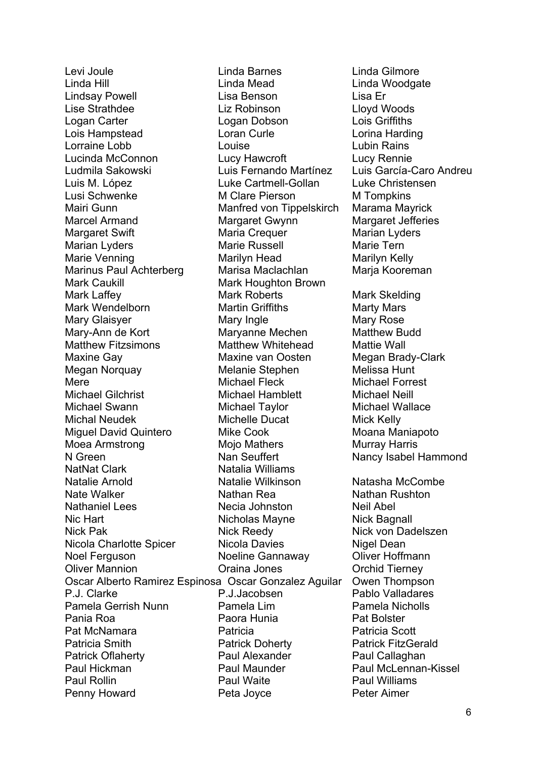Levi Joule
Linda Barnes
Linda Gilmore
Linda Hill
Linda Mead
Linda Woodgate
Lindsay Powell
Lisa Benson
Lisa Er
Lise Strathdee
Liz Robinson
Lloyd Woods
Logan Carter
Logan Dobson
Lois Griffiths
Lois Hampstead
Loran Curle
Lorina Harding
Lorraine Lobb
Louise
Lubin Rains
Lucinda McConnon
Lucy Hawcroft
Lucy Rennie
Ludmila Sakowski
Luis Fernando Martínez
Luis García-Caro Andreu
Luis M. López
Luke Cartmell-Gollan
Luke Christensen
Lusi Schwenke
M Clare Pierson
M Tompkins
Mairi Gunn
Manfred von Tippelskirch
Marama Mayrick
Marcel Armand
Margaret Gwynn
Margaret Jefferies
Margaret Swift
Maria Crequer
Marian Lyders
Marian Lyders
Marie Russell
Marie Tern
Marie Venning
Marilyn Head
Marilyn Kelly
Marinus Paul Achterberg
Marisa Maclachlan
Marja Kooreman
Mark Caukill
Mark Houghton Brown
Mark Laffey
Mark Roberts
Mark Skelding
Mark Wendelborn
Martin Griffiths
Marty Mars
Mary Glaisyer
Mary Ingle
Mary Rose
Mary-Ann de Kort
Maryanne Mechen
Matthew Budd
Matthew Fitzsimons
Matthew Whitehead
Mattie Wall
Maxine Gay
Maxine van Oosten
Megan Brady-Clark
Megan Norquay
Melanie Stephen
Melissa Hunt
Mere
Michael Fleck
Michael Forrest
Michael Gilchrist
Michael Hamblett
Michael Neill
Michael Swann
Michael Taylor
Michael Wallace
Michal Neudek
Michelle Ducat
Mick Kelly
Miguel David Quintero
Mike Cook
Moana Maniapoto
Moea Armstrong
Mojo Mathers
Murray Harris
N Green
Nan Seuffert
Nancy Isabel Hammond
NatNat Clark
Natalia Williams
Natalie Arnold
Natalie Wilkinson
Natasha McCombe
Nate Walker
Nathan Rea
Nathan Rushton
Nathaniel Lees
Necia Johnston
Neil Abel
Nic Hart
Nicholas Mayne
Nick Bagnall
Nick Pak
Nick Reedy
Nick von Dadelszen
Nicola Charlotte Spicer
Nicola Davies
Nigel Dean
Noel Ferguson
Noeline Gannaway
Oliver Hoffmann
Oliver Mannion
Oraina Jones
Orchid Tierney
Oscar Alberto Ramirez Espinosa
Oscar Gonzalez Aguilar
Owen Thompson
P.J. Clarke
P.J.Jacobsen
Pablo Valladares
Pamela Gerrish Nunn
Pamela Lim
Pamela Nicholls
Pania Roa
Paora Hunia
Pat Bolster
Pat McNamara
Patricia
Patricia Scott
Patricia Smith
Patrick Doherty
Patrick FitzGerald
Patrick Oflaherty
Paul Alexander
Paul Callaghan
Paul Hickman
Paul Maunder
Paul McLennan-Kissel
Paul Rollin
Paul Waite
Paul Williams
Penny Howard
Peta Joyce
Peter Aimer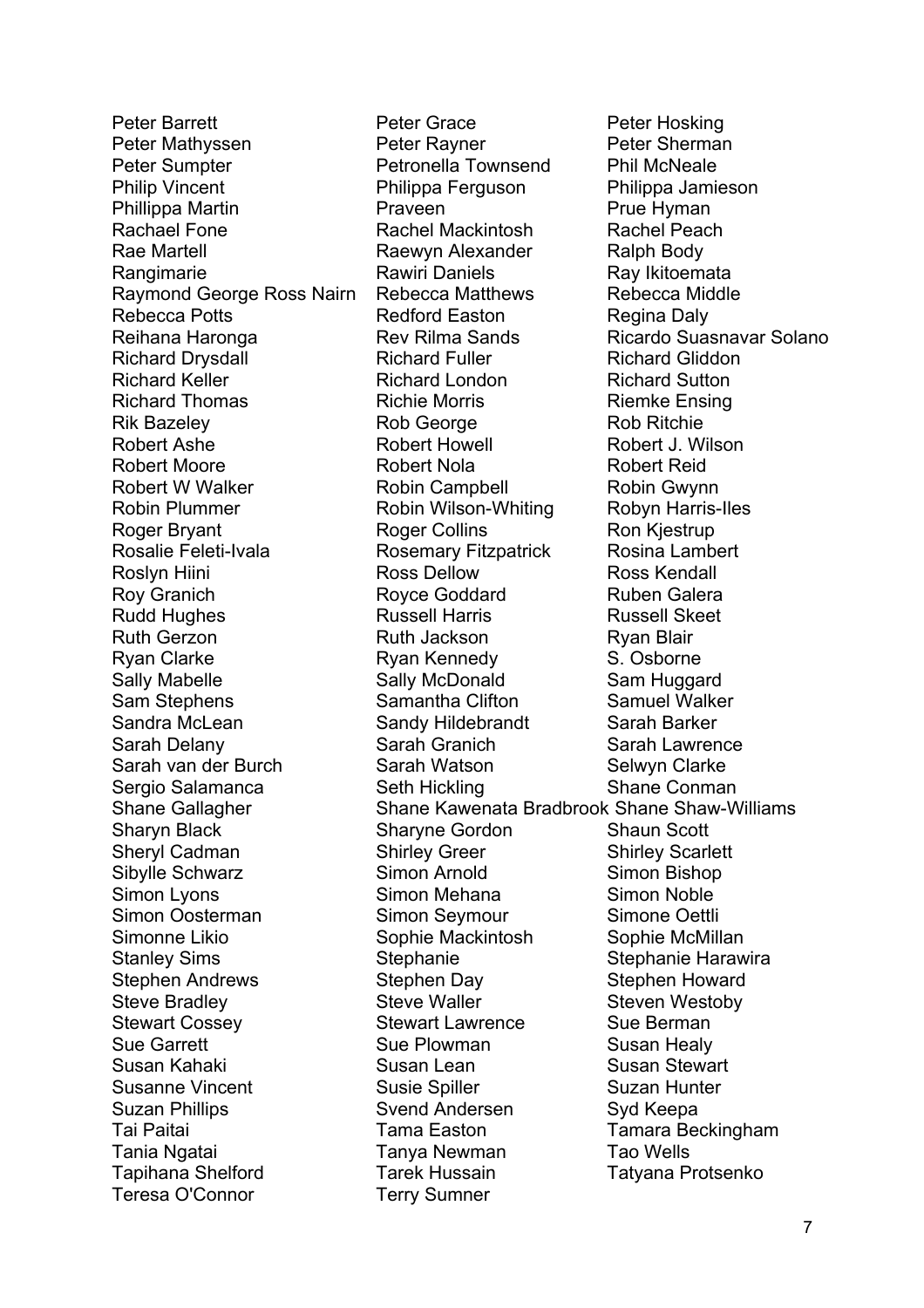Peter Barrett
Peter Grace
Peter Hosking
Peter Mathyssen
Peter Rayner
Peter Sherman
Peter Sumpter
Petronella Townsend
Phil McNeale
Philip Vincent
Philippa Ferguson
Philippa Jamieson
Phillippa Martin
Praveen
Prue Hyman
Rachael Fone
Rachel Mackintosh
Rachel Peach
Rae Martell
Raewyn Alexander
Ralph Body
Rangimarie
Rawiri Daniels
Ray Ikitoemata
Raymond George Ross Nairn
Rebecca Matthews
Rebecca Middle
Rebecca Potts
Redford Easton
Regina Daly
Reihana Haronga
Rev Rilma Sands
Ricardo Suasnavar Solano
Richard Drysdall
Richard Fuller
Richard Gliddon
Richard Keller
Richard London
Richard Sutton
Richard Thomas
Richie Morris
Riemke Ensing
Rik Bazeley
Rob George
Rob Ritchie
Robert Ashe
Robert Howell
Robert J. Wilson
Robert Moore
Robert Nola
Robert Reid
Robert W Walker
Robin Campbell
Robin Gwynn
Robin Plummer
Robin Wilson-Whiting
Robyn Harris-Iles
Roger Bryant
Roger Collins
Ron Kjestrup
Rosalie Feleti-Ivala
Rosemary Fitzpatrick
Rosina Lambert
Roslyn Hiini
Ross Dellow
Ross Kendall
Roy Granich
Royce Goddard
Ruben Galera
Rudd Hughes
Russell Harris
Russell Skeet
Ruth Gerzon
Ruth Jackson
Ryan Blair
Ryan Clarke
Ryan Kennedy
S. Osborne
Sally Mabelle
Sally McDonald
Sam Huggard
Sam Stephens
Samantha Clifton
Samuel Walker
Sandra McLean
Sandy Hildebrandt
Sarah Barker
Sarah Delany
Sarah Granich
Sarah Lawrence
Sarah van der Burch
Sarah Watson
Selwyn Clarke
Sergio Salamanca
Seth Hickling
Shane Conman
Shane Gallagher
Shane Kawenata Bradbrook
Shane Shaw-Williams
Sharyn Black
Sharyne Gordon
Shaun Scott
Sheryl Cadman
Shirley Greer
Shirley Scarlett
Sibylle Schwarz
Simon Arnold
Simon Bishop
Simon Lyons
Simon Mehana
Simon Noble
Simon Oosterman
Simon Seymour
Simone Oettli
Simonne Likio
Sophie Mackintosh
Sophie McMillan
Stanley Sims
Stephanie
Stephanie Harawira
Stephen Andrews
Stephen Day
Stephen Howard
Steve Bradley
Steve Waller
Steven Westoby
Stewart Cossey
Stewart Lawrence
Sue Berman
Sue Garrett
Sue Plowman
Susan Healy
Susan Kahaki
Susan Lean
Susan Stewart
Susanne Vincent
Susie Spiller
Suzan Hunter
Suzan Phillips
Svend Andersen
Syd Keepa
Tai Paitai
Tama Easton
Tamara Beckingham
Tania Ngatai
Tanya Newman
Tao Wells
Tapihana Shelford
Tarek Hussain
Tatyana Protsenko
Teresa O'Connor
Terry Sumner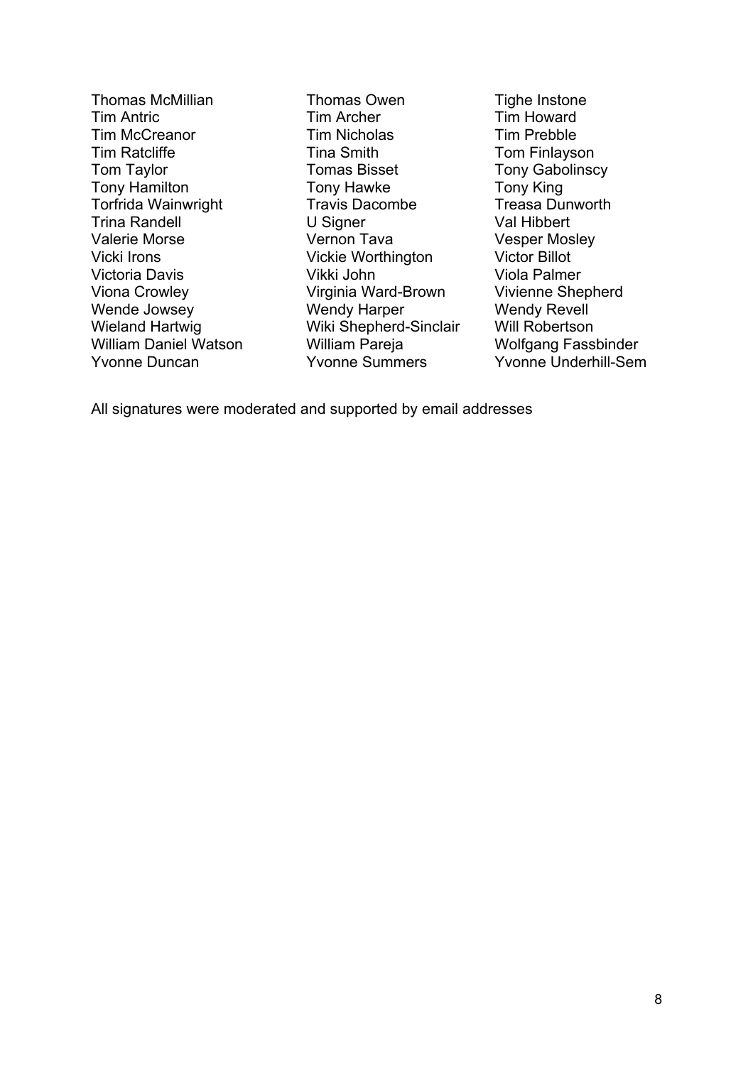| | | |
|---|---|---|
| Thomas McMillian | Thomas Owen | Tighe Instone |
| Tim Antric | Tim Archer | Tim Howard |
| Tim McCreanor | Tim Nicholas | Tim Prebble |
| Tim Ratcliffe | Tina Smith | Tom Finlayson |
| Tom Taylor | Tomas Bisset | Tony Gabolinscy |
| Tony Hamilton | Tony Hawke | Tony King |
| Torfrida Wainwright | Travis Dacombe | Treasa Dunworth |
| Trina Randell | U Signer | Val Hibbert |
| Valerie Morse | Vernon Tava | Vesper Mosley |
| Vicki Irons | Vickie Worthington | Victor Billot |
| Victoria Davis | Vikki John | Viola Palmer |
| Viona Crowley | Virginia Ward-Brown | Vivienne Shepherd |
| Wende Jowsey | Wendy Harper | Wendy Revell |
| Wieland Hartwig | Wiki Shepherd-Sinclair | Will Robertson |
| William Daniel Watson | William Pareja | Wolfgang Fassbinder |
| Yvonne Duncan | Yvonne Summers | Yvonne Underhill-Sem |

All signatures were moderated and supported by email addresses